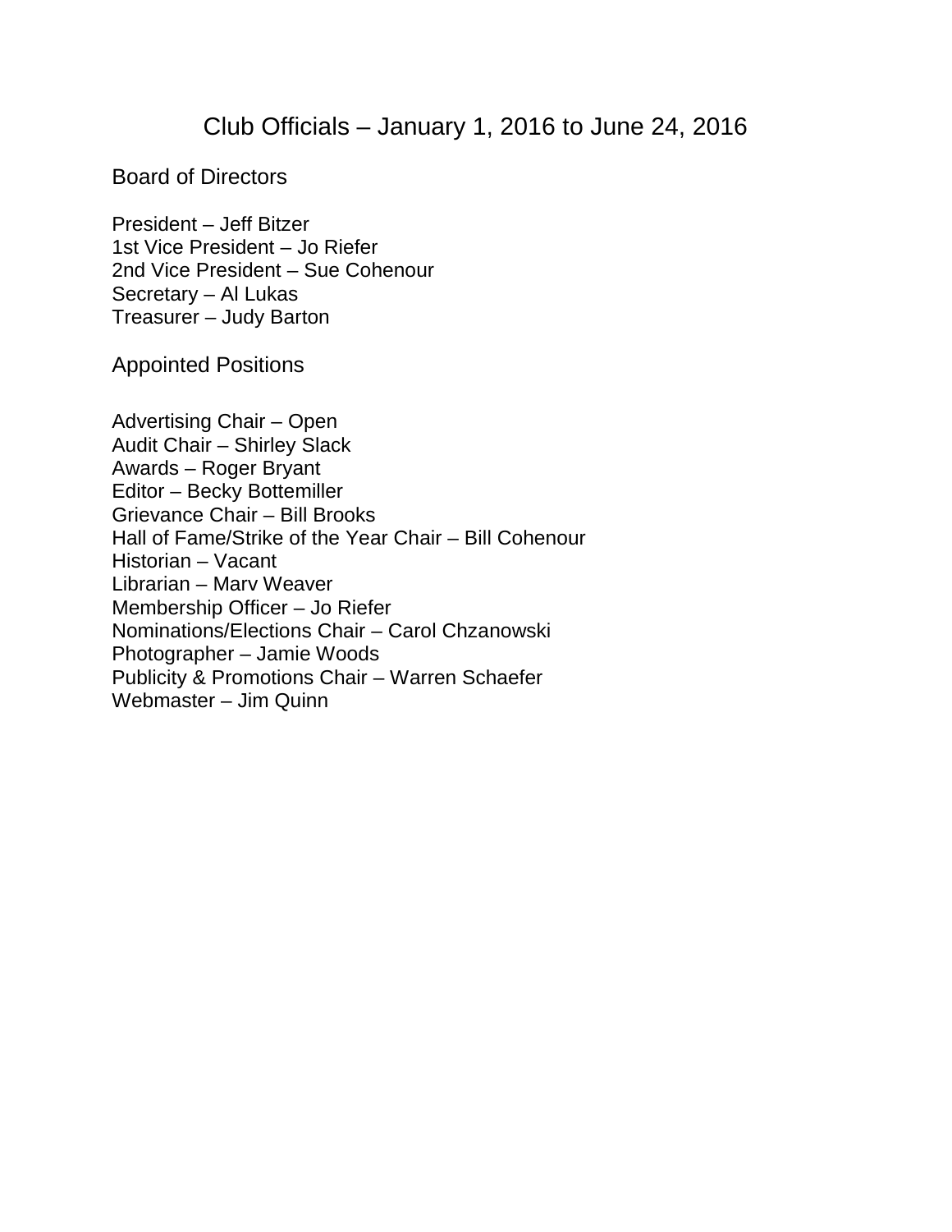# Club Officials – January 1, 2016 to June 24, 2016

## Board of Directors

President – Jeff Bitzer
1st Vice President – Jo Riefer
2nd Vice President – Sue Cohenour
Secretary – Al Lukas
Treasurer – Judy Barton

## Appointed Positions

Advertising Chair – Open
Audit Chair – Shirley Slack
Awards – Roger Bryant
Editor – Becky Bottemiller
Grievance Chair – Bill Brooks
Hall of Fame/Strike of the Year Chair – Bill Cohenour
Historian – Vacant
Librarian – Marv Weaver
Membership Officer – Jo Riefer
Nominations/Elections Chair – Carol Chzanowski
Photographer – Jamie Woods
Publicity & Promotions Chair – Warren Schaefer
Webmaster – Jim Quinn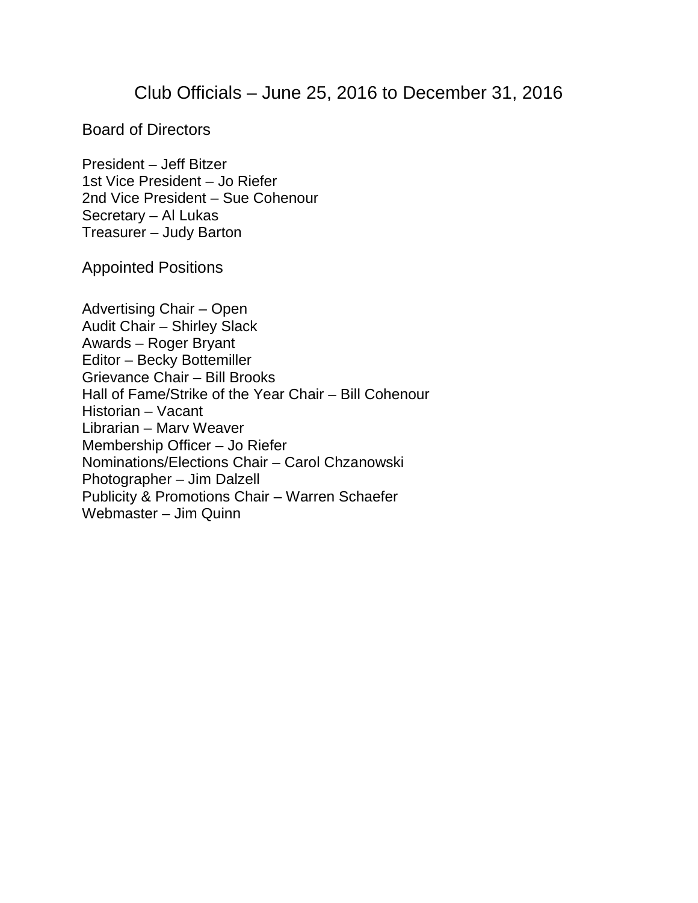# Club Officials – June 25, 2016 to December 31, 2016

## Board of Directors

President – Jeff Bitzer
1st Vice President – Jo Riefer
2nd Vice President – Sue Cohenour
Secretary – Al Lukas
Treasurer – Judy Barton

## Appointed Positions

Advertising Chair – Open
Audit Chair – Shirley Slack
Awards – Roger Bryant
Editor – Becky Bottemiller
Grievance Chair – Bill Brooks
Hall of Fame/Strike of the Year Chair – Bill Cohenour
Historian – Vacant
Librarian – Marv Weaver
Membership Officer – Jo Riefer
Nominations/Elections Chair – Carol Chzanowski
Photographer – Jim Dalzell
Publicity & Promotions Chair – Warren Schaefer
Webmaster – Jim Quinn